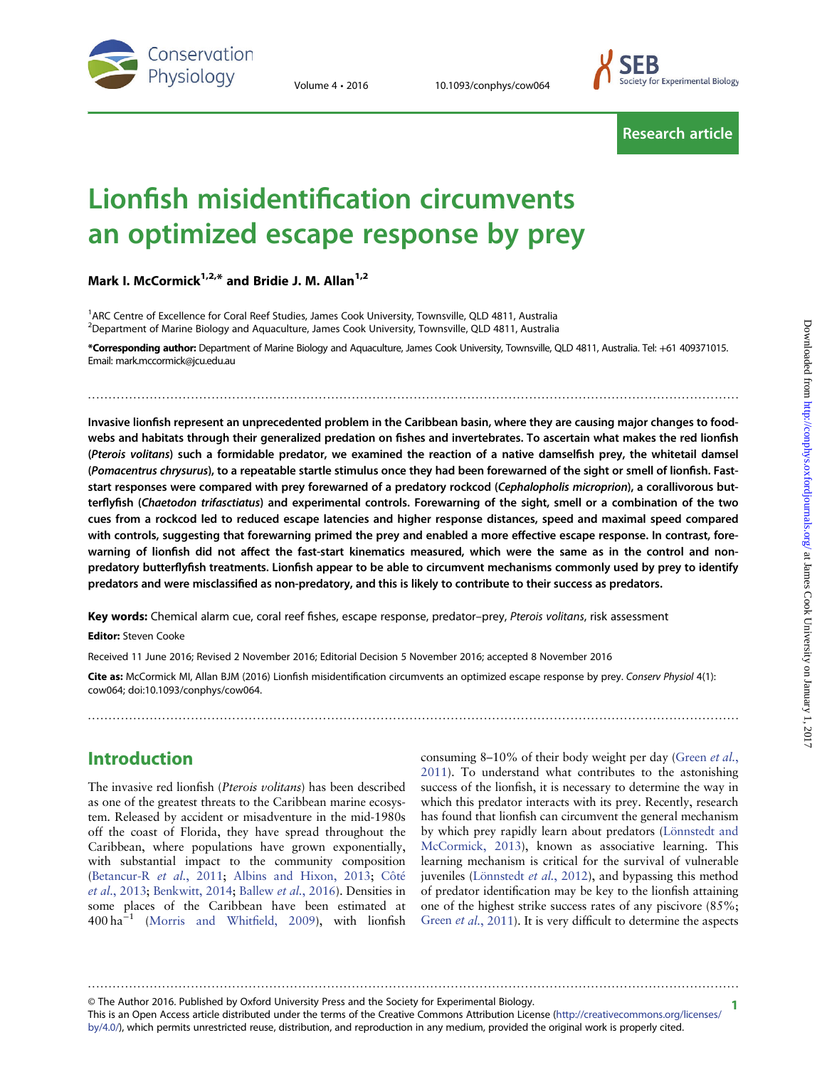Research article

# Lionfish misidentification circumvents an optimized escape response by prey

**Mark I. McCormick[1,2,*] and Bridie J. M. Allan[1,2]**

[1]ARC Centre of Excellence for Coral Reef Studies, James Cook University, Townsville, QLD 4811, Australia
[2]Department of Marine Biology and Aquaculture, James Cook University, Townsville, QLD 4811, Australia

**\*Corresponding author:** Department of Marine Biology and Aquaculture, James Cook University, Townsville, QLD 4811, Australia. Tel: +61 409371015. Email: mark.mccormick@jcu.edu.au

**Invasive lionfish represent an unprecedented problem in the Caribbean basin, where they are causing major changes to food-webs and habitats through their generalized predation on fishes and invertebrates. To ascertain what makes the red lionfish (*Pterois volitans*) such a formidable predator, we examined the reaction of a native damselfish prey, the whitetail damsel (*Pomacentrus chrysurus*), to a repeatable startle stimulus once they had been forewarned of the sight or smell of lionfish. Fast-start responses were compared with prey forewarned of a predatory rockcod (*Cephalopholis microprion*), a corallivorous butterflyfish (*Chaetodon trifasctiatus*) and experimental controls. Forewarning of the sight, smell or a combination of the two cues from a rockcod led to reduced escape latencies and higher response distances, speed and maximal speed compared with controls, suggesting that forewarning primed the prey and enabled a more effective escape response. In contrast, forewarning of lionfish did not affect the fast-start kinematics measured, which were the same as in the control and non-predatory butterflyfish treatments. Lionfish appear to be able to circumvent mechanisms commonly used by prey to identify predators and were misclassified as non-predatory, and this is likely to contribute to their success as predators.**

**Key words:** Chemical alarm cue, coral reef fishes, escape response, predator–prey, *Pterois volitans*, risk assessment

**Editor:** Steven Cooke

Received 11 June 2016; Revised 2 November 2016; Editorial Decision 5 November 2016; accepted 8 November 2016

**Cite as:** McCormick MI, Allan BJM (2016) Lionfish misidentification circumvents an optimized escape response by prey. *Conserv Physiol* 4(1): cow064; doi:10.1093/conphys/cow064.

## Introduction

The invasive red lionfish (*Pterois volitans*) has been described as one of the greatest threats to the Caribbean marine ecosystem. Released by accident or misadventure in the mid-1980s off the coast of Florida, they have spread throughout the Caribbean, where populations have grown exponentially, with substantial impact to the community composition (Betancur-R *et al.*, 2011; Albins and Hixon, 2013; Côté *et al.*, 2013; Benkwitt, 2014; Ballew *et al.*, 2016). Densities in some places of the Caribbean have been estimated at $400\ ha^{-1}$ (Morris and Whitfield, 2009), with lionfish consuming 8–10% of their body weight per day (Green *et al.*, 2011). To understand what contributes to the astonishing success of the lionfish, it is necessary to determine the way in which this predator interacts with its prey. Recently, research has found that lionfish can circumvent the general mechanism by which prey rapidly learn about predators (Lönnstedt and McCormick, 2013), known as associative learning. This learning mechanism is critical for the survival of vulnerable juveniles (Lönnstedt *et al.*, 2012), and bypassing this method of predator identification may be key to the lionfish attaining one of the highest strike success rates of any piscivore (85%; Green *et al.*, 2011). It is very difficult to determine the aspects

© The Author 2016. Published by Oxford University Press and the Society for Experimental Biology.
This is an Open Access article distributed under the terms of the Creative Commons Attribution License (http://creativecommons.org/licenses/by/4.0/), which permits unrestricted reuse, distribution, and reproduction in any medium, provided the original work is properly cited.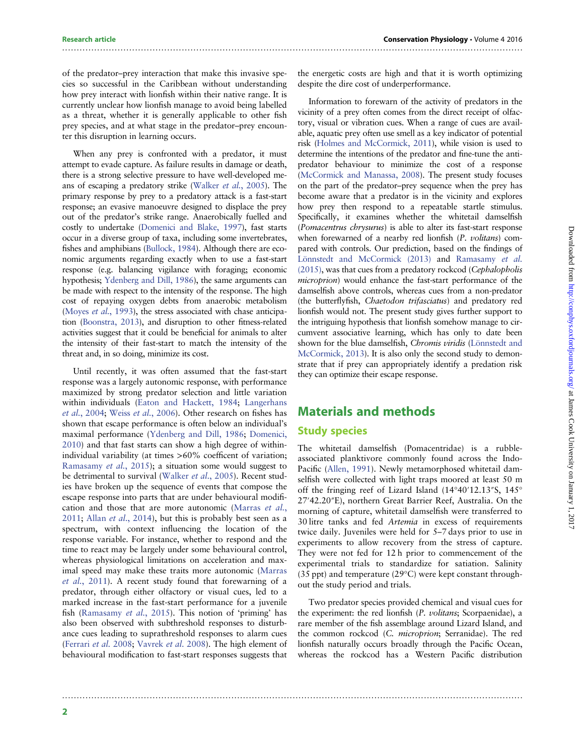of the predator–prey interaction that make this invasive species so successful in the Caribbean without understanding how prey interact with lionfish within their native range. It is currently unclear how lionfish manage to avoid being labelled as a threat, whether it is generally applicable to other fish prey species, and at what stage in the predator–prey encounter this disruption in learning occurs.

When any prey is confronted with a predator, it must attempt to evade capture. As failure results in damage or death, there is a strong selective pressure to have well-developed means of escaping a predatory strike (Walker *et al.*, 2005). The primary response by prey to a predatory attack is a fast-start response; an evasive manoeuvre designed to displace the prey out of the predator's strike range. Anaerobically fuelled and costly to undertake (Domenici and Blake, 1997), fast starts occur in a diverse group of taxa, including some invertebrates, fishes and amphibians (Bullock, 1984). Although there are economic arguments regarding exactly when to use a fast-start response (e.g. balancing vigilance with foraging; economic hypothesis; Ydenberg and Dill, 1986), the same arguments can be made with respect to the intensity of the response. The high cost of repaying oxygen debts from anaerobic metabolism (Moyes *et al.*, 1993), the stress associated with chase anticipation (Boonstra, 2013), and disruption to other fitness-related activities suggest that it could be beneficial for animals to alter the intensity of their fast-start to match the intensity of the threat and, in so doing, minimize its cost.

Until recently, it was often assumed that the fast-start response was a largely autonomic response, with performance maximized by strong predator selection and little variation within individuals (Eaton and Hackett, 1984; Langerhans *et al.*, 2004; Weiss *et al.*, 2006). Other research on fishes has shown that escape performance is often below an individual's maximal performance (Ydenberg and Dill, 1986; Domenici, 2010) and that fast starts can show a high degree of within-individual variability (at times >60% coefficent of variation; Ramasamy *et al.*, 2015); a situation some would suggest to be detrimental to survival (Walker *et al.*, 2005). Recent studies have broken up the sequence of events that compose the escape response into parts that are under behavioural modification and those that are more autonomic (Marras *et al.*, 2011; Allan *et al.*, 2014), but this is probably best seen as a spectrum, with context influencing the location of the response variable. For instance, whether to respond and the time to react may be largely under some behavioural control, whereas physiological limitations on acceleration and maximal speed may make these traits more autonomic (Marras *et al.*, 2011). A recent study found that forewarning of a predator, through either olfactory or visual cues, led to a marked increase in the fast-start performance for a juvenile fish (Ramasamy *et al.*, 2015). This notion of 'priming' has also been observed with subthreshold responses to disturbance cues leading to suprathreshold responses to alarm cues (Ferrari *et al.* 2008; Vavrek *et al.* 2008). The high element of behavioural modification to fast-start responses suggests that the energetic costs are high and that it is worth optimizing despite the dire cost of underperformance.

Information to forewarn of the activity of predators in the vicinity of a prey often comes from the direct receipt of olfactory, visual or vibration cues. When a range of cues are available, aquatic prey often use smell as a key indicator of potential risk (Holmes and McCormick, 2011), while vision is used to determine the intentions of the predator and fine-tune the anti-predator behaviour to minimize the cost of a response (McCormick and Manassa, 2008). The present study focuses on the part of the predator–prey sequence when the prey has become aware that a predator is in the vicinity and explores how prey then respond to a repeatable startle stimulus. Specifically, it examines whether the whitetail damselfish (*Pomacentrus chrysurus*) is able to alter its fast-start response when forewarned of a nearby red lionfish (*P. volitans*) compared with controls. Our prediction, based on the findings of Lönnstedt and McCormick (2013) and Ramasamy *et al.* (2015), was that cues from a predatory rockcod (*Cephalopholis microprion*) would enhance the fast-start performance of the damselfish above controls, whereas cues from a non-predator (the butterflyfish, *Chaetodon trifasciatus*) and predatory red lionfish would not. The present study gives further support to the intriguing hypothesis that lionfish somehow manage to circumvent associative learning, which has only to date been shown for the blue damselfish, *Chromis viridis* (Lönnstedt and McCormick, 2013). It is also only the second study to demonstrate that if prey can appropriately identify a predation risk they can optimize their escape response.

## Materials and methods

### Study species

The whitetail damselfish (Pomacentridae) is a rubble-associated planktivore commonly found across the Indo-Pacific (Allen, 1991). Newly metamorphosed whitetail damselfish were collected with light traps moored at least 50 m off the fringing reef of Lizard Island (14°40′12.13″S, 145°27′42.20″E), northern Great Barrier Reef, Australia. On the morning of capture, whitetail damselfish were transferred to 30 litre tanks and fed *Artemia* in excess of requirements twice daily. Juveniles were held for 5–7 days prior to use in experiments to allow recovery from the stress of capture. They were not fed for 12 h prior to commencement of the experimental trials to standardize for satiation. Salinity (35 ppt) and temperature (29°C) were kept constant throughout the study period and trials.

Two predator species provided chemical and visual cues for the experiment: the red lionfish (*P. volitans*; Scorpaenidae), a rare member of the fish assemblage around Lizard Island, and the common rockcod (*C. microprion*; Serranidae). The red lionfish naturally occurs broadly through the Pacific Ocean, whereas the rockcod has a Western Pacific distribution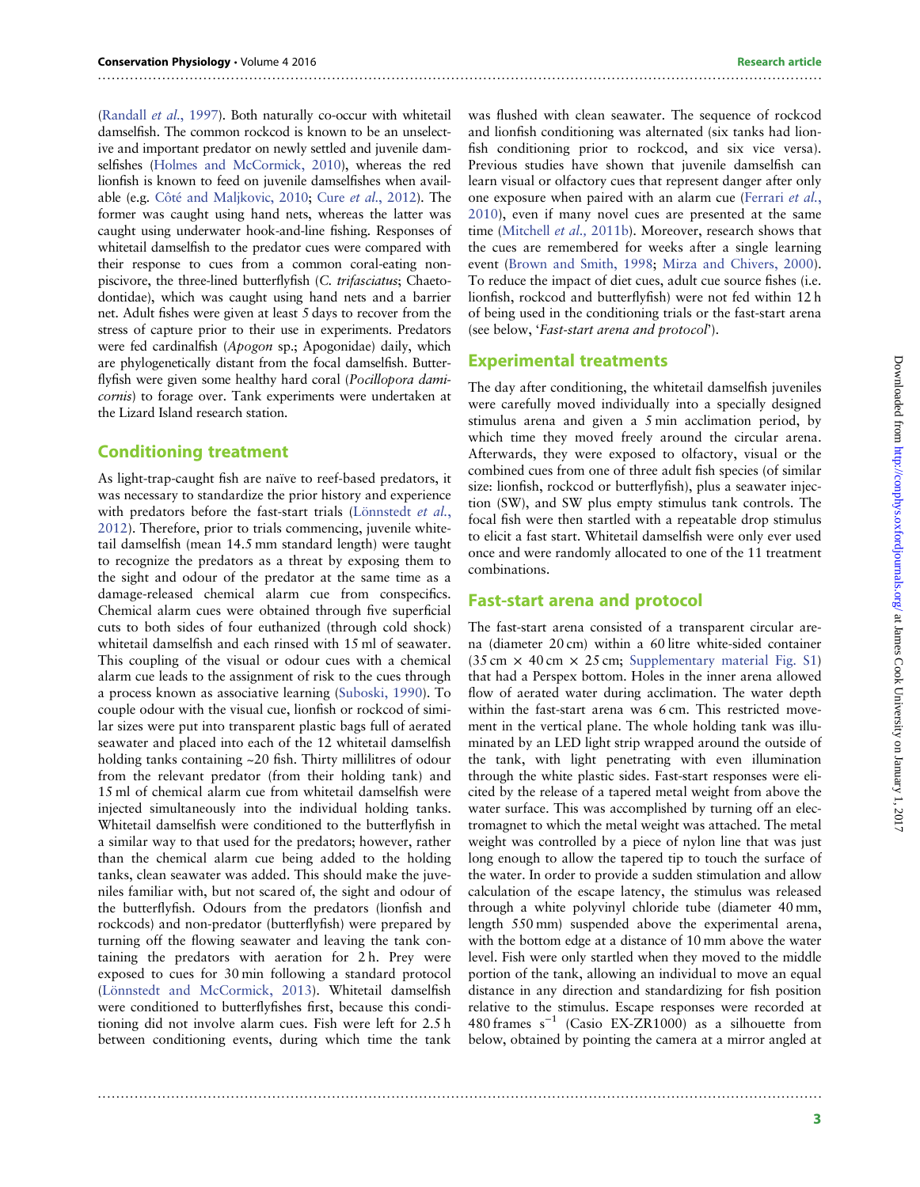(Randall *et al.*, 1997). Both naturally co-occur with whitetail damselfish. The common rockcod is known to be an unselective and important predator on newly settled and juvenile damselfishes (Holmes and McCormick, 2010), whereas the red lionfish is known to feed on juvenile damselfishes when available (e.g. Côté and Maljkovic, 2010; Cure *et al.*, 2012). The former was caught using hand nets, whereas the latter was caught using underwater hook-and-line fishing. Responses of whitetail damselfish to the predator cues were compared with their response to cues from a common coral-eating non-piscivore, the three-lined butterflyfish (*C. trifascialis*; Chaetodontidae), which was caught using hand nets and a barrier net. Adult fishes were given at least 5 days to recover from the stress of capture prior to their use in experiments. Predators were fed cardinalfish (*Apogon* sp.; Apogonidae) daily, which are phylogenetically distant from the focal damselfish. Butterflyfish were given some healthy hard coral (*Pocillopora damicornis*) to forage over. Tank experiments were undertaken at the Lizard Island research station.

## Conditioning treatment

As light-trap-caught fish are naïve to reef-based predators, it was necessary to standardize the prior history and experience with predators before the fast-start trials (Lönnstedt *et al.*, 2012). Therefore, prior to trials commencing, juvenile whitetail damselfish (mean 14.5 mm standard length) were taught to recognize the predators as a threat by exposing them to the sight and odour of the predator at the same time as a damage-released chemical alarm cue from conspecifics. Chemical alarm cues were obtained through five superficial cuts to both sides of four euthanized (through cold shock) whitetail damselfish and each rinsed with 15 ml of seawater. This coupling of the visual or odour cues with a chemical alarm cue leads to the assignment of risk to the cues through a process known as associative learning (Suboski, 1990). To couple odour with the visual cue, lionfish or rockcod of similar sizes were put into transparent plastic bags full of aerated seawater and placed into each of the 12 whitetail damselfish holding tanks containing ~20 fish. Thirty millilitres of odour from the relevant predator (from their holding tank) and 15 ml of chemical alarm cue from whitetail damselfish were injected simultaneously into the individual holding tanks. Whitetail damselfish were conditioned to the butterflyfish in a similar way to that used for the predators; however, rather than the chemical alarm cue being added to the holding tanks, clean seawater was added. This should make the juveniles familiar with, but not scared of, the sight and odour of the butterflyfish. Odours from the predators (lionfish and rockcods) and non-predator (butterflyfish) were prepared by turning off the flowing seawater and leaving the tank containing the predators with aeration for 2 h. Prey were exposed to cues for 30 min following a standard protocol (Lönnstedt and McCormick, 2013). Whitetail damselfish were conditioned to butterflyfishes first, because this conditioning did not involve alarm cues. Fish were left for 2.5 h between conditioning events, during which time the tank was flushed with clean seawater. The sequence of rockcod and lionfish conditioning was alternated (six tanks had lionfish conditioning prior to rockcod, and six vice versa). Previous studies have shown that juvenile damselfish can learn visual or olfactory cues that represent danger after only one exposure when paired with an alarm cue (Ferrari *et al.*, 2010), even if many novel cues are presented at the same time (Mitchell *et al.*, 2011b). Moreover, research shows that the cues are remembered for weeks after a single learning event (Brown and Smith, 1998; Mirza and Chivers, 2000). To reduce the impact of diet cues, adult cue source fishes (i.e. lionfish, rockcod and butterflyfish) were not fed within 12 h of being used in the conditioning trials or the fast-start arena (see below, '*Fast-start arena and protocol*').

## Experimental treatments

The day after conditioning, the whitetail damselfish juveniles were carefully moved individually into a specially designed stimulus arena and given a 5 min acclimation period, by which time they moved freely around the circular arena. Afterwards, they were exposed to olfactory, visual or the combined cues from one of three adult fish species (of similar size: lionfish, rockcod or butterflyfish), plus a seawater injection (SW), and SW plus empty stimulus tank controls. The focal fish were then startled with a repeatable drop stimulus to elicit a fast start. Whitetail damselfish were only ever used once and were randomly allocated to one of the 11 treatment combinations.

## Fast-start arena and protocol

The fast-start arena consisted of a transparent circular arena (diameter 20 cm) within a 60 litre white-sided container (35 cm × 40 cm × 25 cm; Supplementary material Fig. S1) that had a Perspex bottom. Holes in the inner arena allowed flow of aerated water during acclimation. The water depth within the fast-start arena was 6 cm. This restricted movement in the vertical plane. The whole holding tank was illuminated by an LED light strip wrapped around the outside of the tank, with light penetrating with even illumination through the white plastic sides. Fast-start responses were elicited by the release of a tapered metal weight from above the water surface. This was accomplished by turning off an electromagnet to which the metal weight was attached. The metal weight was controlled by a piece of nylon line that was just long enough to allow the tapered tip to touch the surface of the water. In order to provide a sudden stimulation and allow calculation of the escape latency, the stimulus was released through a white polyvinyl chloride tube (diameter 40 mm, length 550 mm) suspended above the experimental arena, with the bottom edge at a distance of 10 mm above the water level. Fish were only startled when they moved to the middle portion of the tank, allowing an individual to move an equal distance in any direction and standardizing for fish position relative to the stimulus. Escape responses were recorded at 480 frames $s^{-1}$ (Casio EX-ZR1000) as a silhouette from below, obtained by pointing the camera at a mirror angled at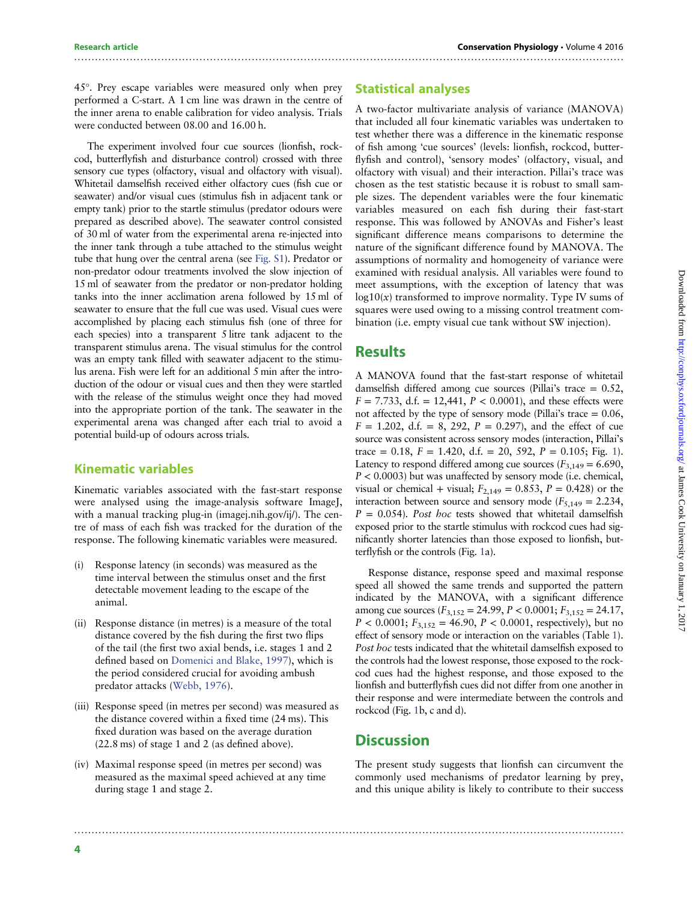45°. Prey escape variables were measured only when prey performed a C-start. A 1 cm line was drawn in the centre of the inner arena to enable calibration for video analysis. Trials were conducted between 08.00 and 16.00 h.

The experiment involved four cue sources (lionfish, rockcod, butterflyfish and disturbance control) crossed with three sensory cue types (olfactory, visual and olfactory with visual). Whitetail damselfish received either olfactory cues (fish cue or seawater) and/or visual cues (stimulus fish in adjacent tank or empty tank) prior to the startle stimulus (predator odours were prepared as described above). The seawater control consisted of 30 ml of water from the experimental arena re-injected into the inner tank through a tube attached to the stimulus weight tube that hung over the central arena (see Fig. S1). Predator or non-predator odour treatments involved the slow injection of 15 ml of seawater from the predator or non-predator holding tanks into the inner acclimation arena followed by 15 ml of seawater to ensure that the full cue was used. Visual cues were accomplished by placing each stimulus fish (one of three for each species) into a transparent 5 litre tank adjacent to the transparent stimulus arena. The visual stimulus for the control was an empty tank filled with seawater adjacent to the stimulus arena. Fish were left for an additional 5 min after the introduction of the odour or visual cues and then they were startled with the release of the stimulus weight once they had moved into the appropriate portion of the tank. The seawater in the experimental arena was changed after each trial to avoid a potential build-up of odours across trials.

## Kinematic variables

Kinematic variables associated with the fast-start response were analysed using the image-analysis software ImageJ, with a manual tracking plug-in (imagej.nih.gov/ij/). The centre of mass of each fish was tracked for the duration of the response. The following kinematic variables were measured.

(i) Response latency (in seconds) was measured as the time interval between the stimulus onset and the first detectable movement leading to the escape of the animal.

(ii) Response distance (in metres) is a measure of the total distance covered by the fish during the first two flips of the tail (the first two axial bends, i.e. stages 1 and 2 defined based on Domenici and Blake, 1997), which is the period considered crucial for avoiding ambush predator attacks (Webb, 1976).

(iii) Response speed (in metres per second) was measured as the distance covered within a fixed time (24 ms). This fixed duration was based on the average duration (22.8 ms) of stage 1 and 2 (as defined above).

(iv) Maximal response speed (in metres per second) was measured as the maximal speed achieved at any time during stage 1 and stage 2.

## Statistical analyses

A two-factor multivariate analysis of variance (MANOVA) that included all four kinematic variables was undertaken to test whether there was a difference in the kinematic response of fish among 'cue sources' (levels: lionfish, rockcod, butterflyfish and control), 'sensory modes' (olfactory, visual, and olfactory with visual) and their interaction. Pillai's trace was chosen as the test statistic because it is robust to small sample sizes. The dependent variables were the four kinematic variables measured on each fish during their fast-start response. This was followed by ANOVAs and Fisher's least significant difference means comparisons to determine the nature of the significant difference found by MANOVA. The assumptions of normality and homogeneity of variance were examined with residual analysis. All variables were found to meet assumptions, with the exception of latency that was $\log10(x)$ transformed to improve normality. Type IV sums of squares were used owing to a missing control treatment combination (i.e. empty visual cue tank without SW injection).

## Results

A MANOVA found that the fast-start response of whitetail damselfish differed among cue sources (Pillai's trace = 0.52, $F = 7.733$, d.f. = 12,441, $P < 0.0001$), and these effects were not affected by the type of sensory mode (Pillai's trace = 0.06, $F = 1.202$, d.f. = 8, 292, $P = 0.297$), and the effect of cue source was consistent across sensory modes (interaction, Pillai's trace = 0.18, $F = 1.420$, d.f. = 20, 592, $P = 0.105$; Fig. 1). Latency to respond differed among cue sources ($F_{3,149} = 6.690$, $P < 0.0003$) but was unaffected by sensory mode (i.e. chemical, visual or chemical + visual; $F_{2,149} = 0.853$, $P = 0.428$) or the interaction between source and sensory mode ($F_{5,149} = 2.234$, $P = 0.054$). *Post hoc* tests showed that whitetail damselfish exposed prior to the startle stimulus with rockcod cues had significantly shorter latencies than those exposed to lionfish, butterflyfish or the controls (Fig. 1a).

Response distance, response speed and maximal response speed all showed the same trends and supported the pattern indicated by the MANOVA, with a significant difference among cue sources ($F_{3,152} = 24.99$, $P < 0.0001$; $F_{3,152} = 24.17$, $P < 0.0001$; $F_{3,152} = 46.90$, $P < 0.0001$, respectively), but no effect of sensory mode or interaction on the variables (Table 1). *Post hoc* tests indicated that the whitetail damselfish exposed to the controls had the lowest response, those exposed to the rockcod cues had the highest response, and those exposed to the lionfish and butterflyfish cues did not differ from one another in their response and were intermediate between the controls and rockcod (Fig. 1b, c and d).

## Discussion

The present study suggests that lionfish can circumvent the commonly used mechanisms of predator learning by prey, and this unique ability is likely to contribute to their success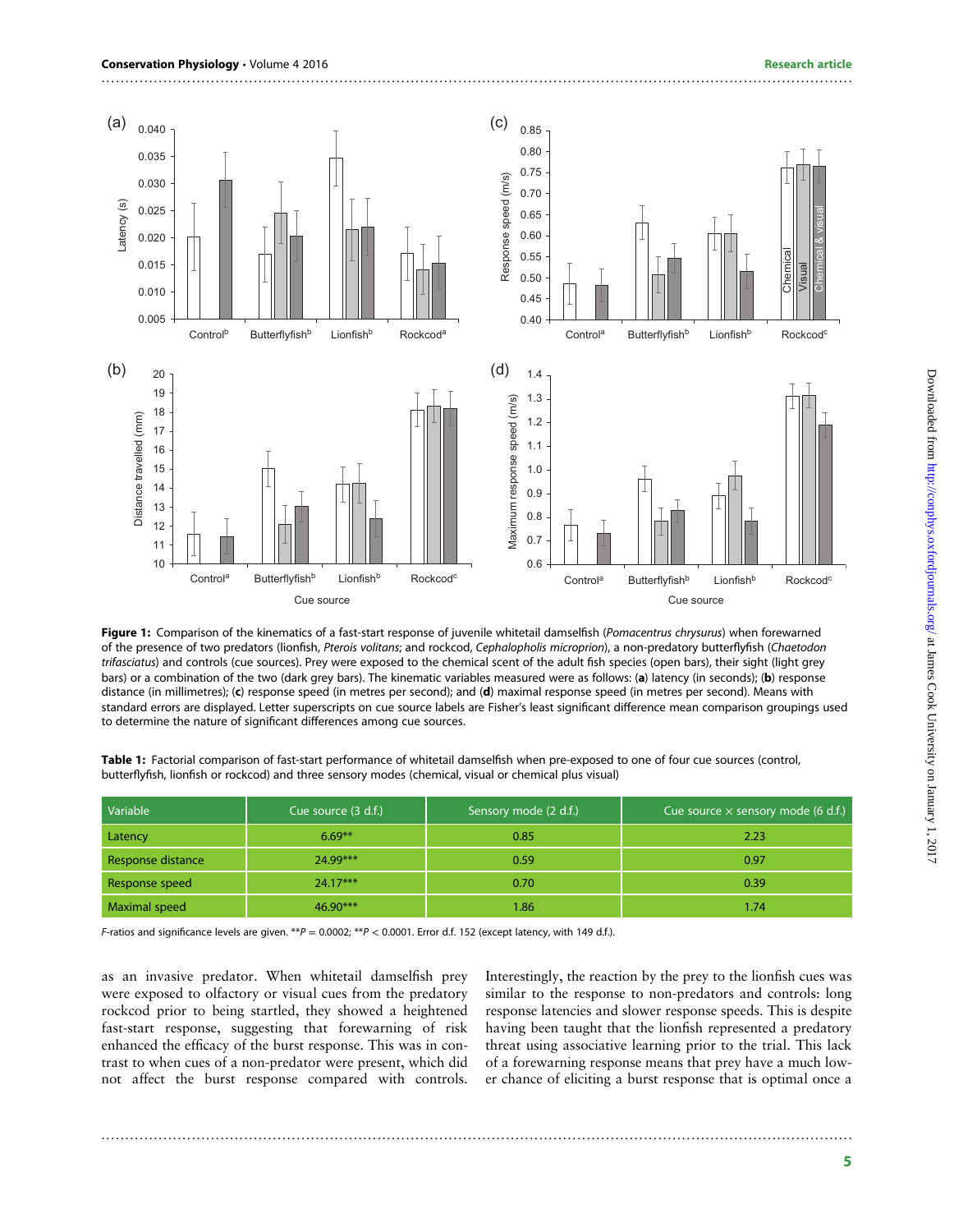**Figure 1:** Comparison of the kinematics of a fast-start response of juvenile whitetail damselfish (*Pomacentrus chrysurus*) when forewarned of the presence of two predators (lionfish, *Pterois volitans*; and rockcod, *Cephalopholis microprion*), a non-predatory butterflyfish (*Chaetodon trifasciatus*) and controls (cue sources). Prey were exposed to the chemical scent of the adult fish species (open bars), their sight (light grey bars) or a combination of the two (dark grey bars). The kinematic variables measured were as follows: (**a**) latency (in seconds); (**b**) response distance (in millimetres); (**c**) response speed (in metres per second); and (**d**) maximal response speed (in metres per second). Means with standard errors are displayed. Letter superscripts on cue source labels are Fisher's least significant difference mean comparison groupings used to determine the nature of significant differences among cue sources.

**Table 1:** Factorial comparison of fast-start performance of whitetail damselfish when pre-exposed to one of four cue sources (control, butterflyfish, lionfish or rockcod) and three sensory modes (chemical, visual or chemical plus visual)

| Variable | Cue source (3 d.f.) | Sensory mode (2 d.f.) | Cue source × sensory mode (6 d.f.) |
|---|---|---|---|
| Latency | 6.69** | 0.85 | 2.23 |
| Response distance | 24.99*** | 0.59 | 0.97 |
| Response speed | 24.17*** | 0.70 | 0.39 |
| Maximal speed | 46.90*** | 1.86 | 1.74 |

*F*-ratios and significance levels are given. $^{**}P = 0.0002$; $^{**}P < 0.0001$. Error d.f. 152 (except latency, with 149 d.f.).

as an invasive predator. When whitetail damselfish prey were exposed to olfactory or visual cues from the predatory rockcod prior to being startled, they showed a heightened fast-start response, suggesting that forewarning of risk enhanced the efficacy of the burst response. This was in contrast to when cues of a non-predator were present, which did not affect the burst response compared with controls. Interestingly, the reaction by the prey to the lionfish cues was similar to the response to non-predators and controls: long response latencies and slower response speeds. This is despite having been taught that the lionfish represented a predatory threat using associative learning prior to the trial. This lack of a forewarning response means that prey have a much lower chance of eliciting a burst response that is optimal once a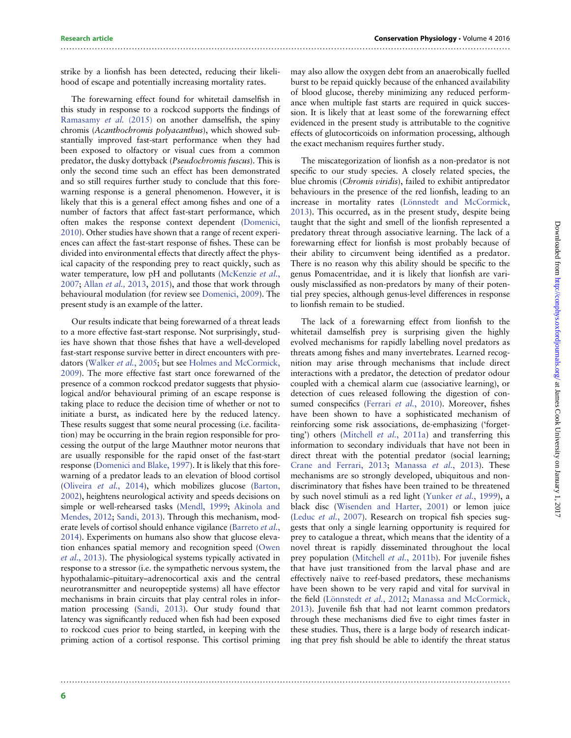strike by a lionfish has been detected, reducing their likelihood of escape and potentially increasing mortality rates.

The forewarning effect found for whitetail damselfish in this study in response to a rockcod supports the findings of Ramasamy *et al.* (2015) on another damselfish, the spiny chromis (*Acanthochromis polyacanthus*), which showed substantially improved fast-start performance when they had been exposed to olfactory or visual cues from a common predator, the dusky dottyback (*Pseudochromis fuscus*). This is only the second time such an effect has been demonstrated and so still requires further study to conclude that this forewarning response is a general phenomenon. However, it is likely that this is a general effect among fishes and one of a number of factors that affect fast-start performance, which often makes the response context dependent (Domenici, 2010). Other studies have shown that a range of recent experiences can affect the fast-start response of fishes. These can be divided into environmental effects that directly affect the physical capacity of the responding prey to react quickly, such as water temperature, low pH and pollutants (McKenzie *et al.*, 2007; Allan *et al.*, 2013, 2015), and those that work through behavioural modulation (for review see Domenici, 2009). The present study is an example of the latter.

Our results indicate that being forewarned of a threat leads to a more effective fast-start response. Not surprisingly, studies have shown that those fishes that have a well-developed fast-start response survive better in direct encounters with predators (Walker *et al.*, 2005; but see Holmes and McCormick, 2009). The more effective fast start once forewarned of the presence of a common rockcod predator suggests that physiological and/or behavioural priming of an escape response is taking place to reduce the decision time of whether or not to initiate a burst, as indicated here by the reduced latency. These results suggest that some neural processing (i.e. facilitation) may be occurring in the brain region responsible for processing the output of the large Mauthner motor neurons that are usually responsible for the rapid onset of the fast-start response (Domenici and Blake, 1997). It is likely that this forewarning of a predator leads to an elevation of blood cortisol (Oliveira *et al.*, 2014), which mobilizes glucose (Barton, 2002), heightens neurological activity and speeds decisions on simple or well-rehearsed tasks (Mendl, 1999; Akinola and Mendes, 2012; Sandi, 2013). Through this mechanism, moderate levels of cortisol should enhance vigilance (Barreto *et al.*, 2014). Experiments on humans also show that glucose elevation enhances spatial memory and recognition speed (Owen *et al.*, 2013). The physiological systems typically activated in response to a stressor (i.e. the sympathetic nervous system, the hypothalamic–pituitary–adrenocortical axis and the central neurotransmitter and neuropeptide systems) all have effector mechanisms in brain circuits that play central roles in information processing (Sandi, 2013). Our study found that latency was significantly reduced when fish had been exposed to rockcod cues prior to being startled, in keeping with the priming action of a cortisol response. This cortisol priming may also allow the oxygen debt from an anaerobically fuelled burst to be repaid quickly because of the enhanced availability of blood glucose, thereby minimizing any reduced performance when multiple fast starts are required in quick succession. It is likely that at least some of the forewarning effect evidenced in the present study is attributable to the cognitive effects of glutocorticoids on information processing, although the exact mechanism requires further study.

The miscategorization of lionfish as a non-predator is not specific to our study species. A closely related species, the blue chromis (*Chromis viridis*), failed to exhibit antipredator behaviours in the presence of the red lionfish, leading to an increase in mortality rates (Lönnstedt and McCormick, 2013). This occurred, as in the present study, despite being taught that the sight and smell of the lionfish represented a predatory threat through associative learning. The lack of a forewarning effect for lionfish is most probably because of their ability to circumvent being identified as a predator. There is no reason why this ability should be specific to the genus Pomacentridae, and it is likely that lionfish are variously misclassified as non-predators by many of their potential prey species, although genus-level differences in response to lionfish remain to be studied.

The lack of a forewarning effect from lionfish to the whitetail damselfish prey is surprising given the highly evolved mechanisms for rapidly labelling novel predators as threats among fishes and many invertebrates. Learned recognition may arise through mechanisms that include direct interactions with a predator, the detection of predator odour coupled with a chemical alarm cue (associative learning), or detection of cues released following the digestion of consumed conspecifics (Ferrari *et al.*, 2010). Moreover, fishes have been shown to have a sophisticated mechanism of reinforcing some risk associations, de-emphasizing ('forgetting') others (Mitchell *et al.*, 2011a) and transferring this information to secondary individuals that have not been in direct threat with the potential predator (social learning; Crane and Ferrari, 2013; Manassa *et al.*, 2013). These mechanisms are so strongly developed, ubiquitous and non-discriminatory that fishes have been trained to be threatened by such novel stimuli as a red light (Yunker *et al.*, 1999), a black disc (Wisenden and Harter, 2001) or lemon juice (Leduc *et al.*, 2007). Research on tropical fish species suggests that only a single learning opportunity is required for prey to catalogue a threat, which means that the identity of a novel threat is rapidly disseminated throughout the local prey population (Mitchell *et al.*, 2011b). For juvenile fishes that have just transitioned from the larval phase and are effectively naïve to reef-based predators, these mechanisms have been shown to be very rapid and vital for survival in the field (Lönnstedt *et al.*, 2012; Manassa and McCormick, 2013). Juvenile fish that had not learnt common predators through these mechanisms died five to eight times faster in these studies. Thus, there is a large body of research indicating that prey fish should be able to identify the threat status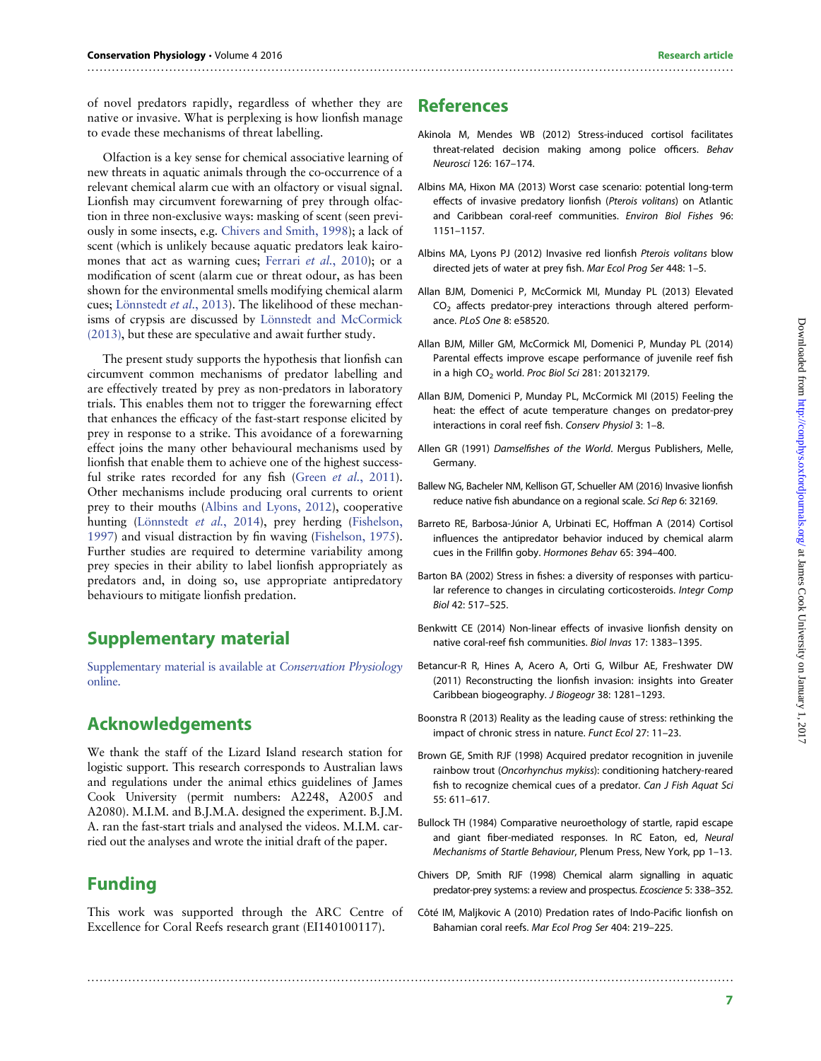of novel predators rapidly, regardless of whether they are native or invasive. What is perplexing is how lionfish manage to evade these mechanisms of threat labelling.

Olfaction is a key sense for chemical associative learning of new threats in aquatic animals through the co-occurrence of a relevant chemical alarm cue with an olfactory or visual signal. Lionfish may circumvent forewarning of prey through olfaction in three non-exclusive ways: masking of scent (seen previously in some insects, e.g. Chivers and Smith, 1998); a lack of scent (which is unlikely because aquatic predators leak kairomones that act as warning cues; Ferrari *et al.*, 2010); or a modification of scent (alarm cue or threat odour, as has been shown for the environmental smells modifying chemical alarm cues; Lönnstedt *et al.*, 2013). The likelihood of these mechanisms of crypsis are discussed by Lönnstedt and McCormick (2013), but these are speculative and await further study.

The present study supports the hypothesis that lionfish can circumvent common mechanisms of predator labelling and are effectively treated by prey as non-predators in laboratory trials. This enables them not to trigger the forewarning effect that enhances the efficacy of the fast-start response elicited by prey in response to a strike. This avoidance of a forewarning effect joins the many other behavioural mechanisms used by lionfish that enable them to achieve one of the highest successful strike rates recorded for any fish (Green *et al.*, 2011). Other mechanisms include producing oral currents to orient prey to their mouths (Albins and Lyons, 2012), cooperative hunting (Lönnstedt *et al.*, 2014), prey herding (Fishelson, 1997) and visual distraction by fin waving (Fishelson, 1975). Further studies are required to determine variability among prey species in their ability to label lionfish appropriately as predators and, in doing so, use appropriate antipredatory behaviours to mitigate lionfish predation.

## Supplementary material

Supplementary material is available at *Conservation Physiology* online.

## Acknowledgements

We thank the staff of the Lizard Island research station for logistic support. This research corresponds to Australian laws and regulations under the animal ethics guidelines of James Cook University (permit numbers: A2248, A2005 and A2080). M.I.M. and B.J.M.A. designed the experiment. B.J.M.A. ran the fast-start trials and analysed the videos. M.I.M. carried out the analyses and wrote the initial draft of the paper.

## Funding

This work was supported through the ARC Centre of Excellence for Coral Reefs research grant (EI140100117).

## References

Akinola M, Mendes WB (2012) Stress-induced cortisol facilitates threat-related decision making among police officers. *Behav Neurosci* 126: 167–174.

Albins MA, Hixon MA (2013) Worst case scenario: potential long-term effects of invasive predatory lionfish (*Pterois volitans*) on Atlantic and Caribbean coral-reef communities. *Environ Biol Fishes* 96: 1151–1157.

Albins MA, Lyons PJ (2012) Invasive red lionfish *Pterois volitans* blow directed jets of water at prey fish. *Mar Ecol Prog Ser* 448: 1–5.

Allan BJM, Domenici P, McCormick MI, Munday PL (2013) Elevated $CO_2$ affects predator-prey interactions through altered performance. *PLoS One* 8: e58520.

Allan BJM, Miller GM, McCormick MI, Domenici P, Munday PL (2014) Parental effects improve escape performance of juvenile reef fish in a high $CO_2$ world. *Proc Biol Sci* 281: 20132179.

Allan BJM, Domenici P, Munday PL, McCormick MI (2015) Feeling the heat: the effect of acute temperature changes on predator-prey interactions in coral reef fish. *Conserv Physiol* 3: 1–8.

Allen GR (1991) *Damselfishes of the World*. Mergus Publishers, Melle, Germany.

Ballew NG, Bacheler NM, Kellison GT, Schueller AM (2016) Invasive lionfish reduce native fish abundance on a regional scale. *Sci Rep* 6: 32169.

Barreto RE, Barbosa-Júnior A, Urbinati EC, Hoffman A (2014) Cortisol influences the antipredator behavior induced by chemical alarm cues in the Frillfin goby. *Hormones Behav* 65: 394–400.

Barton BA (2002) Stress in fishes: a diversity of responses with particular reference to changes in circulating corticosteroids. *Integr Comp Biol* 42: 517–525.

Benkwitt CE (2014) Non-linear effects of invasive lionfish density on native coral-reef fish communities. *Biol Invas* 17: 1383–1395.

Betancur-R R, Hines A, Acero A, Orti G, Wilbur AE, Freshwater DW (2011) Reconstructing the lionfish invasion: insights into Greater Caribbean biogeography. *J Biogeogr* 38: 1281–1293.

Boonstra R (2013) Reality as the leading cause of stress: rethinking the impact of chronic stress in nature. *Funct Ecol* 27: 11–23.

Brown GE, Smith RJF (1998) Acquired predator recognition in juvenile rainbow trout (*Oncorhynchus mykiss*): conditioning hatchery-reared fish to recognize chemical cues of a predator. *Can J Fish Aquat Sci* 55: 611–617.

Bullock TH (1984) Comparative neuroethology of startle, rapid escape and giant fiber-mediated responses. In RC Eaton, ed, *Neural Mechanisms of Startle Behaviour*, Plenum Press, New York, pp 1–13.

Chivers DP, Smith RJF (1998) Chemical alarm signalling in aquatic predator-prey systems: a review and prospectus. *Ecoscience* 5: 338–352.

Côté IM, Maljkovic A (2010) Predation rates of Indo-Pacific lionfish on Bahamian coral reefs. *Mar Ecol Prog Ser* 404: 219–225.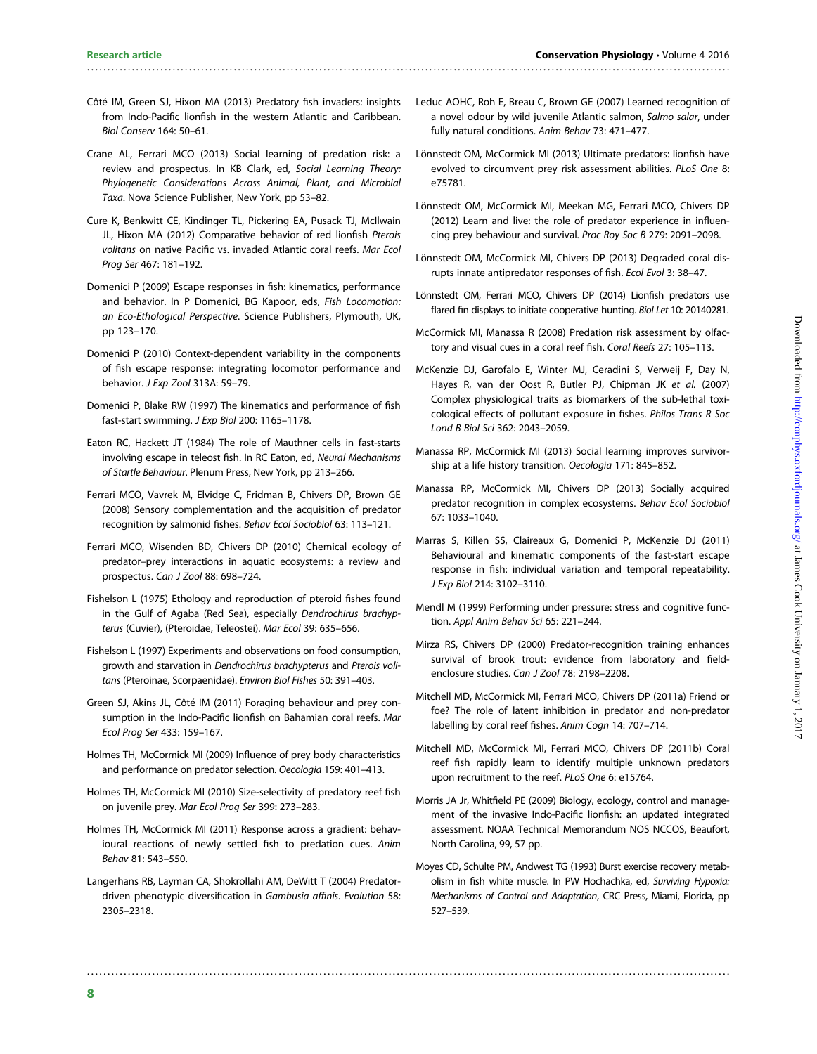Côté IM, Green SJ, Hixon MA (2013) Predatory fish invaders: insights from Indo-Pacific lionfish in the western Atlantic and Caribbean. *Biol Conserv* 164: 50–61.

Crane AL, Ferrari MCO (2013) Social learning of predation risk: a review and prospectus. In KB Clark, ed, *Social Learning Theory: Phylogenetic Considerations Across Animal, Plant, and Microbial Taxa*. Nova Science Publisher, New York, pp 53–82.

Cure K, Benkwitt CE, Kindinger TL, Pickering EA, Pusack TJ, McIlwain JL, Hixon MA (2012) Comparative behavior of red lionfish *Pterois volitans* on native Pacific vs. invaded Atlantic coral reefs. *Mar Ecol Prog Ser* 467: 181–192.

Domenici P (2009) Escape responses in fish: kinematics, performance and behavior. In P Domenici, BG Kapoor, eds, *Fish Locomotion: an Eco-Ethological Perspective*. Science Publishers, Plymouth, UK, pp 123–170.

Domenici P (2010) Context-dependent variability in the components of fish escape response: integrating locomotor performance and behavior. *J Exp Zool* 313A: 59–79.

Domenici P, Blake RW (1997) The kinematics and performance of fish fast-start swimming. *J Exp Biol* 200: 1165–1178.

Eaton RC, Hackett JT (1984) The role of Mauthner cells in fast-starts involving escape in teleost fish. In RC Eaton, ed, *Neural Mechanisms of Startle Behaviour*. Plenum Press, New York, pp 213–266.

Ferrari MCO, Vavrek M, Elvidge C, Fridman B, Chivers DP, Brown GE (2008) Sensory complementation and the acquisition of predator recognition by salmonid fishes. *Behav Ecol Sociobiol* 63: 113–121.

Ferrari MCO, Wisenden BD, Chivers DP (2010) Chemical ecology of predator–prey interactions in aquatic ecosystems: a review and prospectus. *Can J Zool* 88: 698–724.

Fishelson L (1975) Ethology and reproduction of pteroid fishes found in the Gulf of Agaba (Red Sea), especially *Dendrochirus brachypterus* (Cuvier), (Pteroidae, Teleostei). *Mar Ecol* 39: 635–656.

Fishelson L (1997) Experiments and observations on food consumption, growth and starvation in *Dendrochirus brachypterus* and *Pterois volitans* (Pteroinae, Scorpaenidae). *Environ Biol Fishes* 50: 391–403.

Green SJ, Akins JL, Côté IM (2011) Foraging behaviour and prey consumption in the Indo-Pacific lionfish on Bahamian coral reefs. *Mar Ecol Prog Ser* 433: 159–167.

Holmes TH, McCormick MI (2009) Influence of prey body characteristics and performance on predator selection. *Oecologia* 159: 401–413.

Holmes TH, McCormick MI (2010) Size-selectivity of predatory reef fish on juvenile prey. *Mar Ecol Prog Ser* 399: 273–283.

Holmes TH, McCormick MI (2011) Response across a gradient: behavioural reactions of newly settled fish to predation cues. *Anim Behav* 81: 543–550.

Langerhans RB, Layman CA, Shokrollahi AM, DeWitt T (2004) Predator-driven phenotypic diversification in *Gambusia affinis*. *Evolution* 58: 2305–2318.

Leduc AOHC, Roh E, Breau C, Brown GE (2007) Learned recognition of a novel odour by wild juvenile Atlantic salmon, *Salmo salar*, under fully natural conditions. *Anim Behav* 73: 471–477.

Lönnstedt OM, McCormick MI (2013) Ultimate predators: lionfish have evolved to circumvent prey risk assessment abilities. *PLoS One* 8: e75781.

Lönnstedt OM, McCormick MI, Meekan MG, Ferrari MCO, Chivers DP (2012) Learn and live: the role of predator experience in influencing prey behaviour and survival. *Proc Roy Soc B* 279: 2091–2098.

Lönnstedt OM, McCormick MI, Chivers DP (2013) Degraded coral disrupts innate antipredator responses of fish. *Ecol Evol* 3: 38–47.

Lönnstedt OM, Ferrari MCO, Chivers DP (2014) Lionfish predators use flared fin displays to initiate cooperative hunting. *Biol Let* 10: 20140281.

McCormick MI, Manassa R (2008) Predation risk assessment by olfactory and visual cues in a coral reef fish. *Coral Reefs* 27: 105–113.

McKenzie DJ, Garofalo E, Winter MJ, Ceradini S, Verweij F, Day N, Hayes R, van der Oost R, Butler PJ, Chipman JK *et al.* (2007) Complex physiological traits as biomarkers of the sub-lethal toxicological effects of pollutant exposure in fishes. *Philos Trans R Soc Lond B Biol Sci* 362: 2043–2059.

Manassa RP, McCormick MI (2013) Social learning improves survivorship at a life history transition. *Oecologia* 171: 845–852.

Manassa RP, McCormick MI, Chivers DP (2013) Socially acquired predator recognition in complex ecosystems. *Behav Ecol Sociobiol* 67: 1033–1040.

Marras S, Killen SS, Claireaux G, Domenici P, McKenzie DJ (2011) Behavioural and kinematic components of the fast-start escape response in fish: individual variation and temporal repeatability. *J Exp Biol* 214: 3102–3110.

Mendl M (1999) Performing under pressure: stress and cognitive function. *Appl Anim Behav Sci* 65: 221–244.

Mirza RS, Chivers DP (2000) Predator-recognition training enhances survival of brook trout: evidence from laboratory and field-enclosure studies. *Can J Zool* 78: 2198–2208.

Mitchell MD, McCormick MI, Ferrari MCO, Chivers DP (2011a) Friend or foe? The role of latent inhibition in predator and non-predator labelling by coral reef fishes. *Anim Cogn* 14: 707–714.

Mitchell MD, McCormick MI, Ferrari MCO, Chivers DP (2011b) Coral reef fish rapidly learn to identify multiple unknown predators upon recruitment to the reef. *PLoS One* 6: e15764.

Morris JA Jr, Whitfield PE (2009) Biology, ecology, control and management of the invasive Indo-Pacific lionfish: an updated integrated assessment. NOAA Technical Memorandum NOS NCCOS, Beaufort, North Carolina, 99, 57 pp.

Moyes CD, Schulte PM, Andwest TG (1993) Burst exercise recovery metabolism in fish white muscle. In PW Hochachka, ed, *Surviving Hypoxia: Mechanisms of Control and Adaptation*, CRC Press, Miami, Florida, pp 527–539.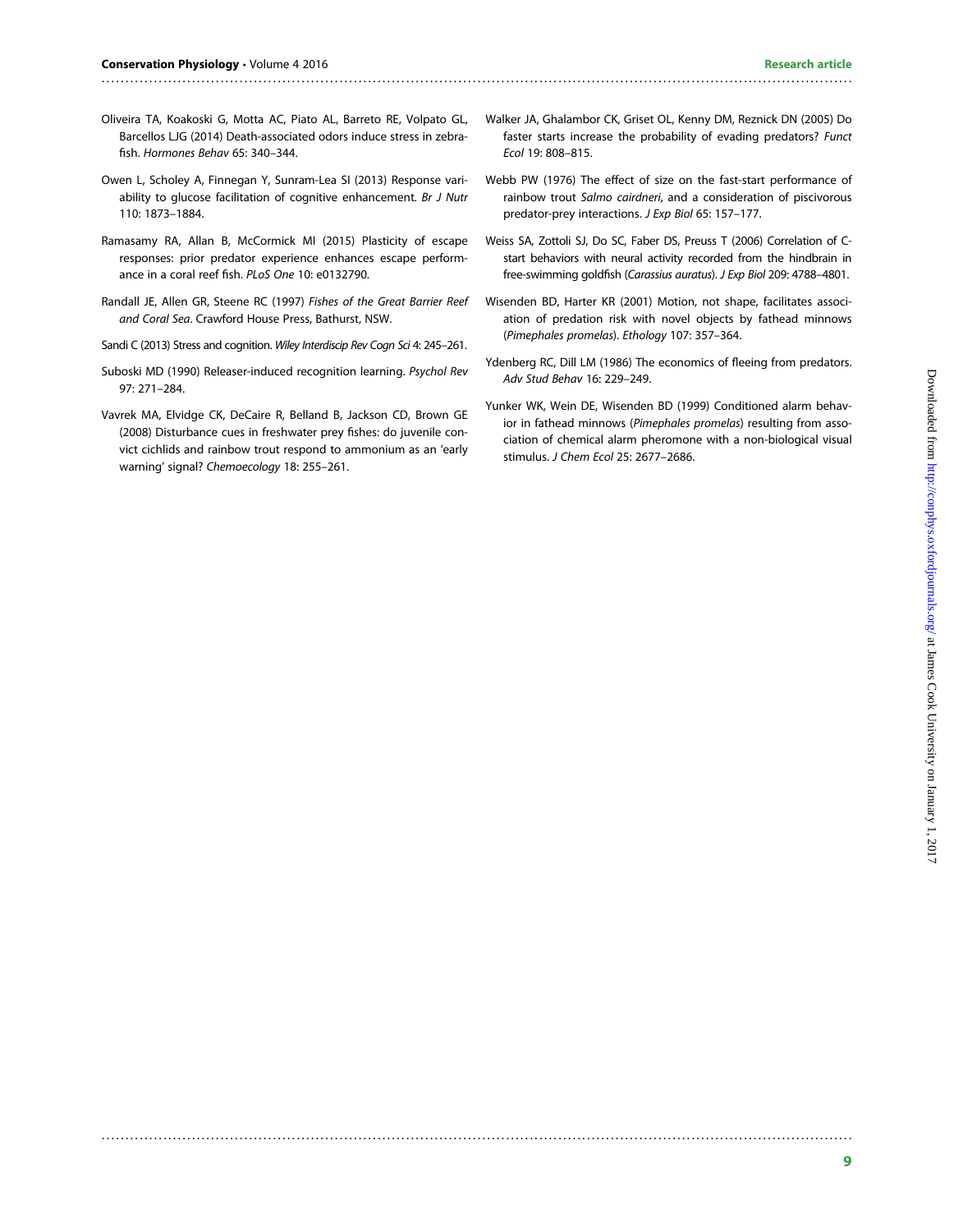Oliveira TA, Koakoski G, Motta AC, Piato AL, Barreto RE, Volpato GL, Barcellos LJG (2014) Death-associated odors induce stress in zebrafish. *Hormones Behav* 65: 340–344.

Owen L, Scholey A, Finnegan Y, Sunram-Lea SI (2013) Response variability to glucose facilitation of cognitive enhancement. *Br J Nutr* 110: 1873–1884.

Ramasamy RA, Allan B, McCormick MI (2015) Plasticity of escape responses: prior predator experience enhances escape performance in a coral reef fish. *PLoS One* 10: e0132790.

Randall JE, Allen GR, Steene RC (1997) *Fishes of the Great Barrier Reef and Coral Sea*. Crawford House Press, Bathurst, NSW.

Sandi C (2013) Stress and cognition. *Wiley Interdiscip Rev Cogn Sci* 4: 245–261.

Suboski MD (1990) Releaser-induced recognition learning. *Psychol Rev* 97: 271–284.

Vavrek MA, Elvidge CK, DeCaire R, Belland B, Jackson CD, Brown GE (2008) Disturbance cues in freshwater prey fishes: do juvenile convict cichlids and rainbow trout respond to ammonium as an 'early warning' signal? *Chemoecology* 18: 255–261.

Walker JA, Ghalambor CK, Griset OL, Kenny DM, Reznick DN (2005) Do faster starts increase the probability of evading predators? *Funct Ecol* 19: 808–815.

Webb PW (1976) The effect of size on the fast-start performance of rainbow trout *Salmo cairdneri*, and a consideration of piscivorous predator-prey interactions. *J Exp Biol* 65: 157–177.

Weiss SA, Zottoli SJ, Do SC, Faber DS, Preuss T (2006) Correlation of C-start behaviors with neural activity recorded from the hindbrain in free-swimming goldfish (*Carassius auratus*). *J Exp Biol* 209: 4788–4801.

Wisenden BD, Harter KR (2001) Motion, not shape, facilitates association of predation risk with novel objects by fathead minnows (*Pimephales promelas*). *Ethology* 107: 357–364.

Ydenberg RC, Dill LM (1986) The economics of fleeing from predators. *Adv Stud Behav* 16: 229–249.

Yunker WK, Wein DE, Wisenden BD (1999) Conditioned alarm behavior in fathead minnows (*Pimephales promelas*) resulting from association of chemical alarm pheromone with a non-biological visual stimulus. *J Chem Ecol* 25: 2677–2686.